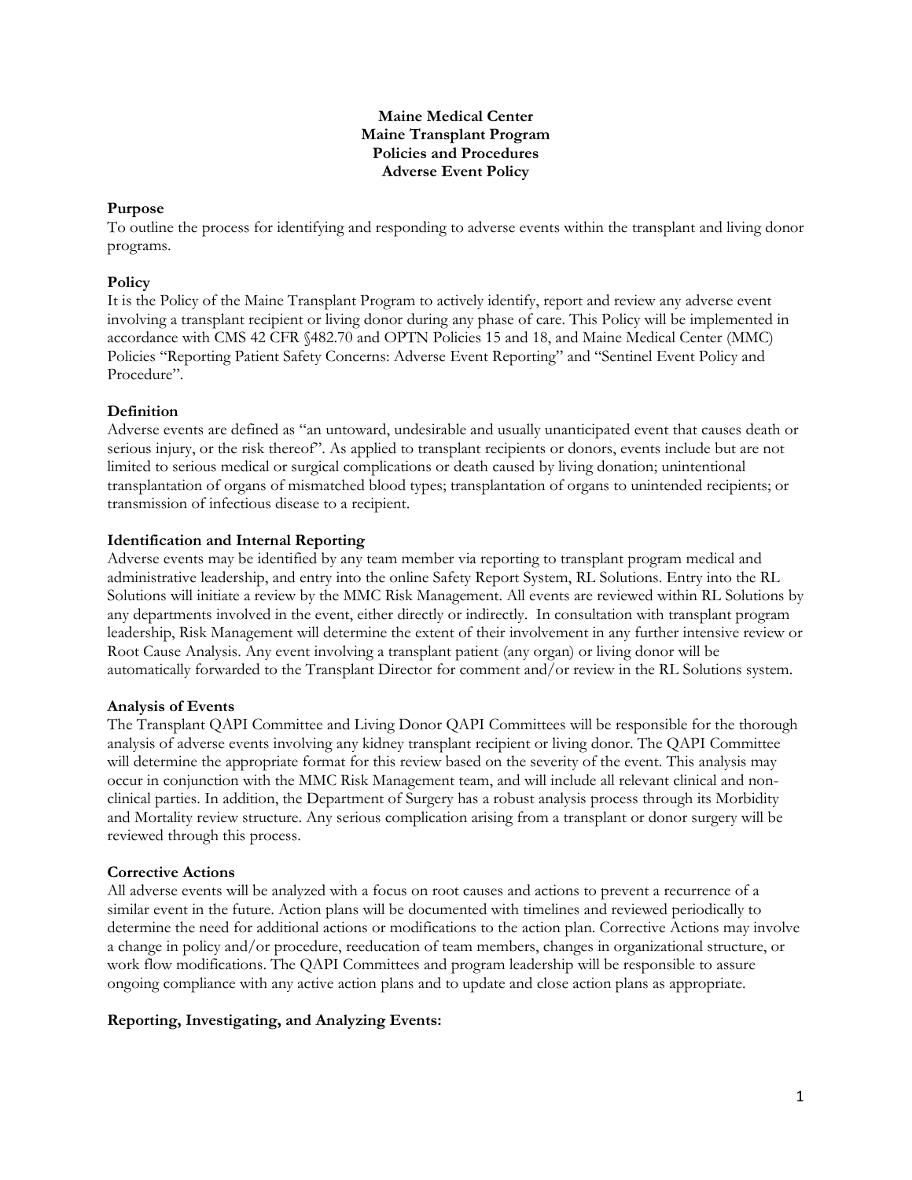# Maine Medical Center
# Maine Transplant Program
# Policies and Procedures
# Adverse Event Policy

**Purpose**

To outline the process for identifying and responding to adverse events within the transplant and living donor programs.

**Policy**

It is the Policy of the Maine Transplant Program to actively identify, report and review any adverse event involving a transplant recipient or living donor during any phase of care. This Policy will be implemented in accordance with CMS 42 CFR §482.70 and OPTN Policies 15 and 18, and Maine Medical Center (MMC) Policies "Reporting Patient Safety Concerns: Adverse Event Reporting" and "Sentinel Event Policy and Procedure".

**Definition**

Adverse events are defined as "an untoward, undesirable and usually unanticipated event that causes death or serious injury, or the risk thereof". As applied to transplant recipients or donors, events include but are not limited to serious medical or surgical complications or death caused by living donation; unintentional transplantation of organs of mismatched blood types; transplantation of organs to unintended recipients; or transmission of infectious disease to a recipient.

**Identification and Internal Reporting**

Adverse events may be identified by any team member via reporting to transplant program medical and administrative leadership, and entry into the online Safety Report System, RL Solutions. Entry into the RL Solutions will initiate a review by the MMC Risk Management. All events are reviewed within RL Solutions by any departments involved in the event, either directly or indirectly. In consultation with transplant program leadership, Risk Management will determine the extent of their involvement in any further intensive review or Root Cause Analysis. Any event involving a transplant patient (any organ) or living donor will be automatically forwarded to the Transplant Director for comment and/or review in the RL Solutions system.

**Analysis of Events**

The Transplant QAPI Committee and Living Donor QAPI Committees will be responsible for the thorough analysis of adverse events involving any kidney transplant recipient or living donor. The QAPI Committee will determine the appropriate format for this review based on the severity of the event. This analysis may occur in conjunction with the MMC Risk Management team, and will include all relevant clinical and non-clinical parties. In addition, the Department of Surgery has a robust analysis process through its Morbidity and Mortality review structure. Any serious complication arising from a transplant or donor surgery will be reviewed through this process.

**Corrective Actions**

All adverse events will be analyzed with a focus on root causes and actions to prevent a recurrence of a similar event in the future. Action plans will be documented with timelines and reviewed periodically to determine the need for additional actions or modifications to the action plan. Corrective Actions may involve a change in policy and/or procedure, reeducation of team members, changes in organizational structure, or work flow modifications. The QAPI Committees and program leadership will be responsible to assure ongoing compliance with any active action plans and to update and close action plans as appropriate.

**Reporting, Investigating, and Analyzing Events:**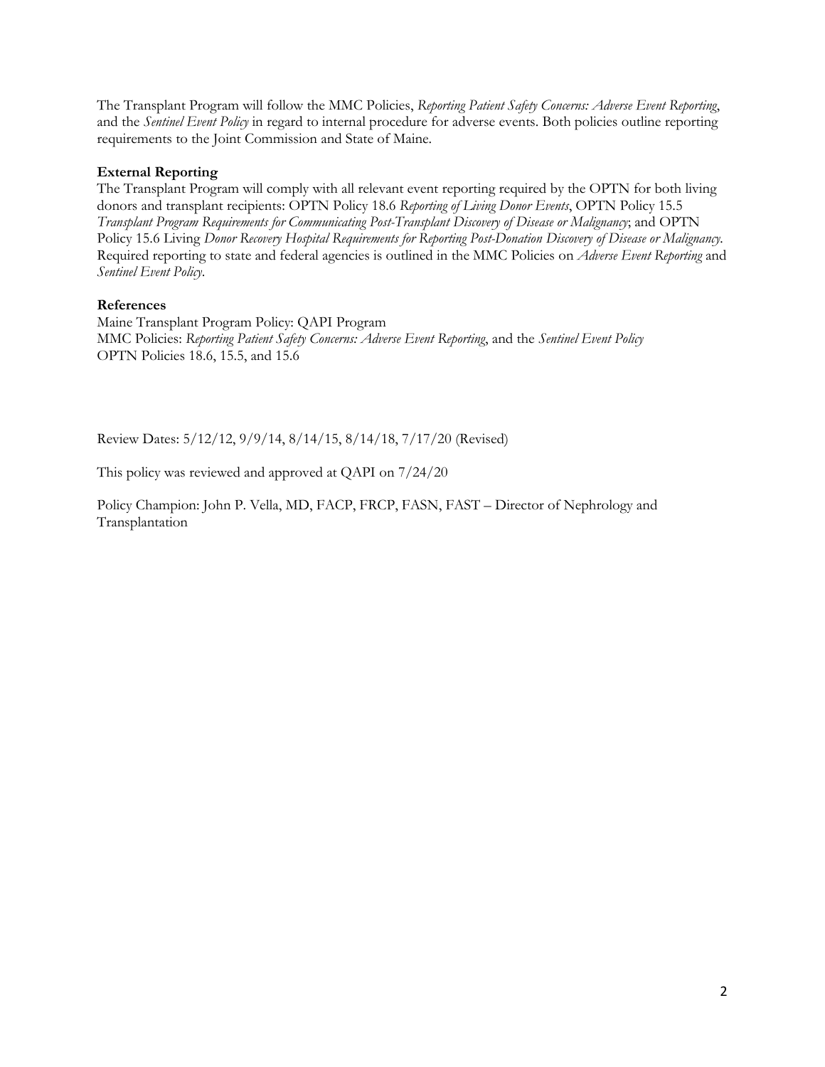The Transplant Program will follow the MMC Policies, *Reporting Patient Safety Concerns: Adverse Event Reporting*, and the *Sentinel Event Policy* in regard to internal procedure for adverse events. Both policies outline reporting requirements to the Joint Commission and State of Maine.

**External Reporting**

The Transplant Program will comply with all relevant event reporting required by the OPTN for both living donors and transplant recipients: OPTN Policy 18.6 *Reporting of Living Donor Events*, OPTN Policy 15.5 *Transplant Program Requirements for Communicating Post-Transplant Discovery of Disease or Malignancy*; and OPTN Policy 15.6 Living *Donor Recovery Hospital Requirements for Reporting Post-Donation Discovery of Disease or Malignancy.* Required reporting to state and federal agencies is outlined in the MMC Policies on *Adverse Event Reporting* and *Sentinel Event Policy*.

**References**

Maine Transplant Program Policy: QAPI Program
MMC Policies: *Reporting Patient Safety Concerns: Adverse Event Reporting*, and the *Sentinel Event Policy*
OPTN Policies 18.6, 15.5, and 15.6

Review Dates: 5/12/12, 9/9/14, 8/14/15, 8/14/18, 7/17/20 (Revised)

This policy was reviewed and approved at QAPI on 7/24/20

Policy Champion: John P. Vella, MD, FACP, FRCP, FASN, FAST – Director of Nephrology and Transplantation